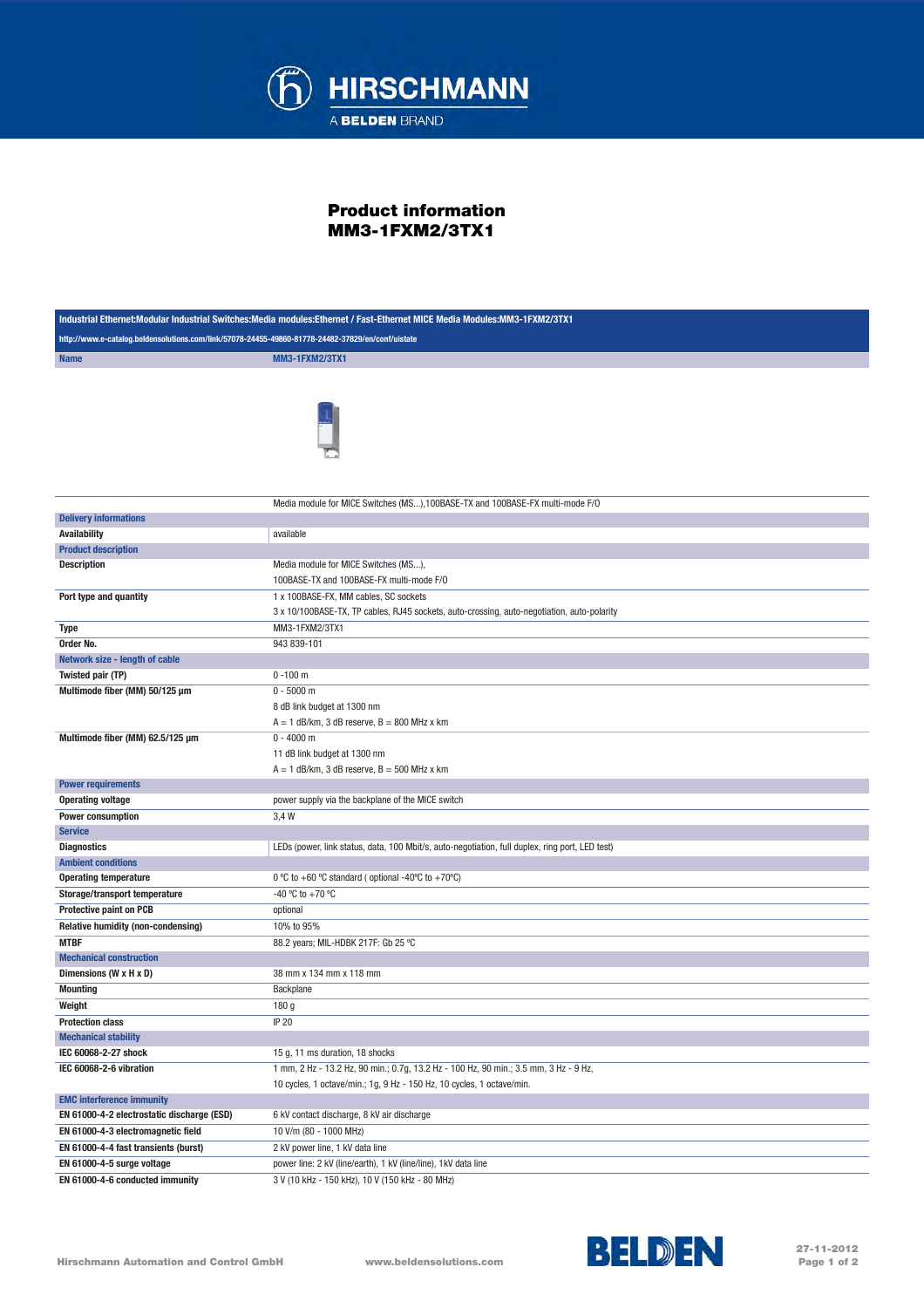# Product information
## MM3-1FXM2/3TX1

| Industrial Ethernet:Modular Industrial Switches:Media modules:Ethernet / Fast-Ethernet MICE Media Modules:MM3-1FXM2/3TX1 | |
|---|---|
| http://www.e-catalog.beldensolutions.com/link/57078-24455-49860-81778-24482-37829/en/conf/uistate | |
| **Name** | **MM3-1FXM2/3TX1** |
| | Media module for MICE Switches (MS...),100BASE-TX and 100BASE-FX multi-mode F/O |
| **Delivery informations** | |
| **Availability** | available |
| **Product description** | |
| **Description** | Media module for MICE Switches (MS...),<br>100BASE-TX and 100BASE-FX multi-mode F/O |
| **Port type and quantity** | 1 x 100BASE-FX, MM cables, SC sockets<br>3 x 10/100BASE-TX, TP cables, RJ45 sockets, auto-crossing, auto-negotiation, auto-polarity |
| **Type** | MM3-1FXM2/3TX1 |
| **Order No.** | 943 839-101 |
| **Network size - length of cable** | |
| **Twisted pair (TP)** | 0 -100 m |
| **Multimode fiber (MM) 50/125 µm** | 0 - 5000 m<br>8 dB link budget at 1300 nm<br>A = 1 dB/km, 3 dB reserve, B = 800 MHz x km |
| **Multimode fiber (MM) 62.5/125 µm** | 0 - 4000 m<br>11 dB link budget at 1300 nm<br>A = 1 dB/km, 3 dB reserve, B = 500 MHz x km |
| **Power requirements** | |
| **Operating voltage** | power supply via the backplane of the MICE switch |
| **Power consumption** | 3,4 W |
| **Service** | |
| **Diagnostics** | LEDs (power, link status, data, 100 Mbit/s, auto-negotiation, full duplex, ring port, LED test) |
| **Ambient conditions** | |
| **Operating temperature** | 0 ºC to +60 ºC standard ( optional -40ºC to +70ºC) |
| **Storage/transport temperature** | -40 ºC to +70 ºC |
| **Protective paint on PCB** | optional |
| **Relative humidity (non-condensing)** | 10% to 95% |
| **MTBF** | 88.2 years; MIL-HDBK 217F: Gb 25 ºC |
| **Mechanical construction** | |
| **Dimensions (W x H x D)** | 38 mm x 134 mm x 118 mm |
| **Mounting** | Backplane |
| **Weight** | 180 g |
| **Protection class** | IP 20 |
| **Mechanical stability** | |
| **IEC 60068-2-27 shock** | 15 g, 11 ms duration, 18 shocks |
| **IEC 60068-2-6 vibration** | 1 mm, 2 Hz - 13.2 Hz, 90 min.; 0.7g, 13.2 Hz - 100 Hz, 90 min.; 3.5 mm, 3 Hz - 9 Hz,<br>10 cycles, 1 octave/min.; 1g, 9 Hz - 150 Hz, 10 cycles, 1 octave/min. |
| **EMC interference immunity** | |
| **EN 61000-4-2 electrostatic discharge (ESD)** | 6 kV contact discharge, 8 kV air discharge |
| **EN 61000-4-3 electromagnetic field** | 10 V/m (80 - 1000 MHz) |
| **EN 61000-4-4 fast transients (burst)** | 2 kV power line, 1 kV data line |
| **EN 61000-4-5 surge voltage** | power line: 2 kV (line/earth), 1 kV (line/line), 1kV data line |
| **EN 61000-4-6 conducted immunity** | 3 V (10 kHz - 150 kHz), 10 V (150 kHz - 80 MHz) |

Hirschmann Automation and Control GmbH www.beldensolutions.com 27-11-2012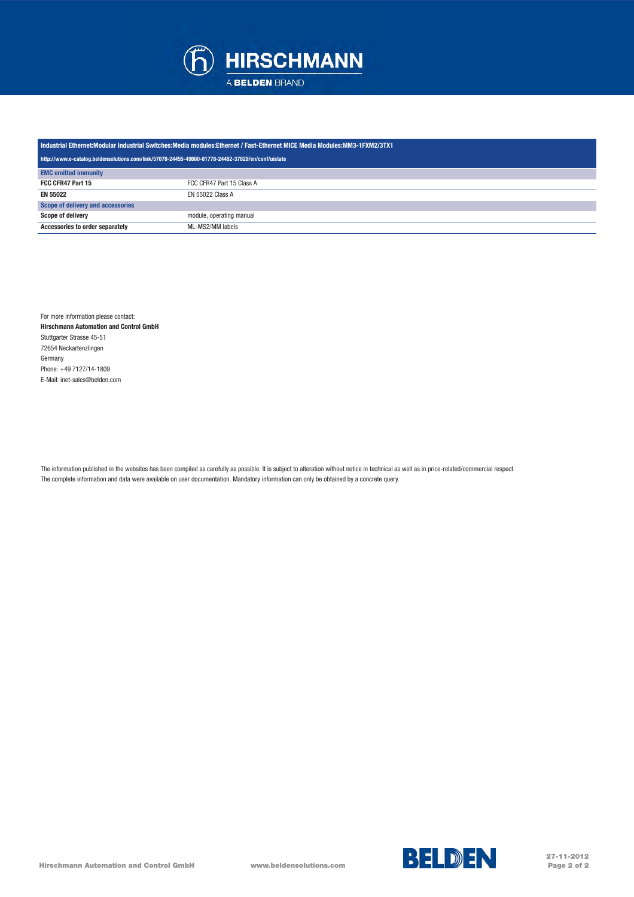| Industrial Ethernet:Modular Industrial Switches:Media modules:Ethernet / Fast-Ethernet MICE Media Modules:MM3-1FXM2/3TX1 | |
|---|---|
| http://www.e-catalog.beldensolutions.com/link/57078-24455-49860-81778-24482-37829/en/conf/uistate | |
| **EMC emitted immunity** | |
| **FCC CFR47 Part 15** | FCC CFR47 Part 15 Class A |
| **EN 55022** | EN 55022 Class A |
| **Scope of delivery and accessories** | |
| **Scope of delivery** | module, operating manual |
| **Accessories to order separately** | ML-MS2/MM labels |

For more information please contact:
**Hirschmann Automation and Control GmbH**
Stuttgarter Strasse 45-51
72654 Neckartenzlingen
Germany
Phone: +49 7127/14-1809
E-Mail: inet-sales@belden.com

The information published in the websites has been compiled as carefully as possible. It is subject to alteration without notice in technical as well as in price-related/commercial respect.
The complete information and data were available on user documentation. Mandatory information can only be obtained by a concrete query.